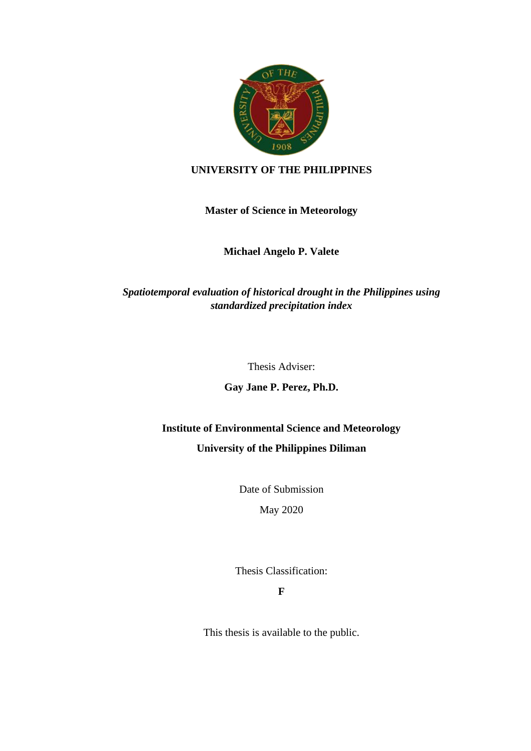**UNIVERSITY OF THE PHILIPPINES**

**Master of Science in Meteorology**

**Michael Angelo P. Valete**

***Spatiotemporal evaluation of historical drought in the Philippines using standardized precipitation index***

Thesis Adviser:

**Gay Jane P. Perez, Ph.D.**

**Institute of Environmental Science and Meteorology**

**University of the Philippines Diliman**

Date of Submission

May 2020

Thesis Classification:

**F**

This thesis is available to the public.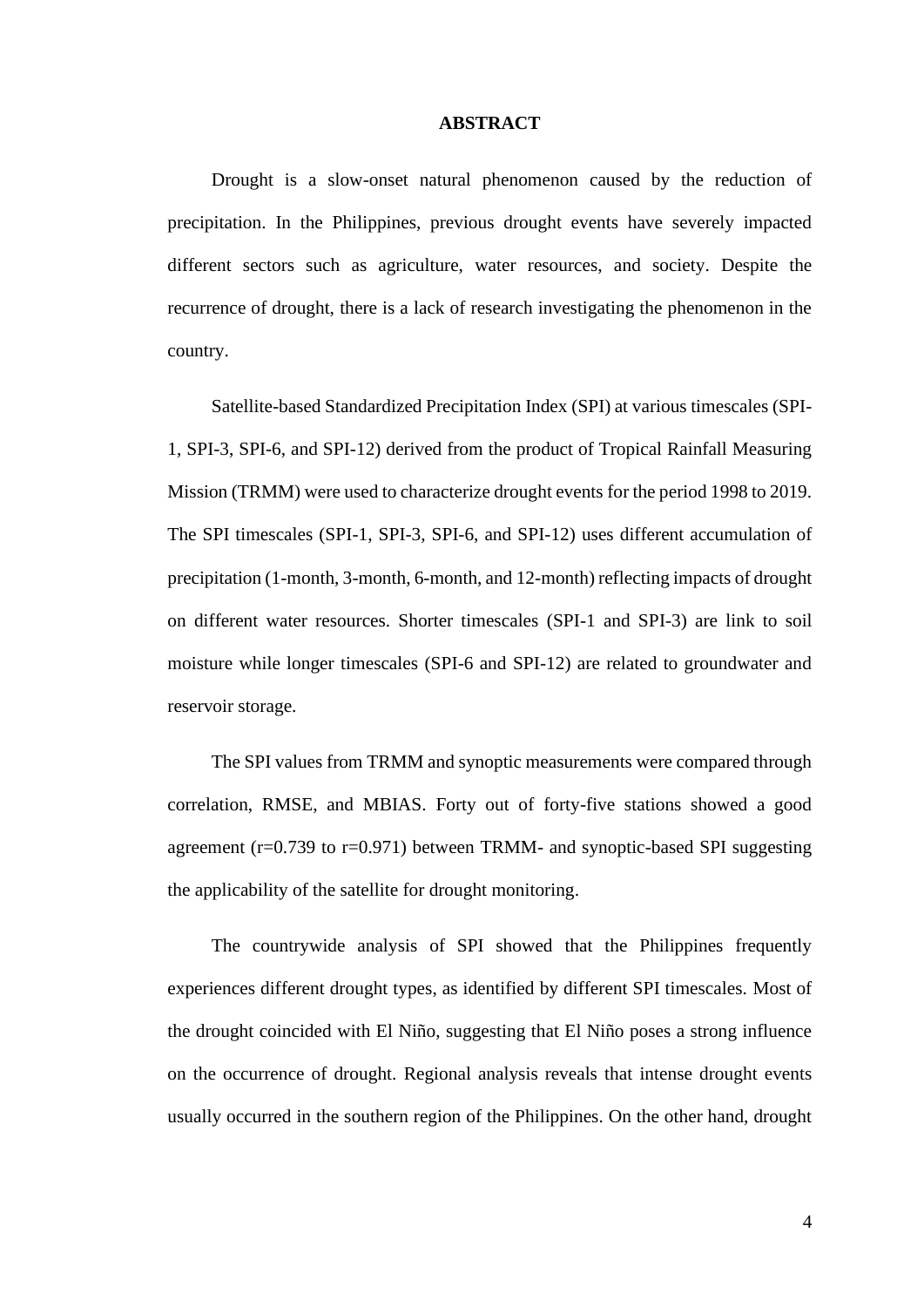# ABSTRACT

Drought is a slow-onset natural phenomenon caused by the reduction of precipitation. In the Philippines, previous drought events have severely impacted different sectors such as agriculture, water resources, and society. Despite the recurrence of drought, there is a lack of research investigating the phenomenon in the country.

Satellite-based Standardized Precipitation Index (SPI) at various timescales (SPI-1, SPI-3, SPI-6, and SPI-12) derived from the product of Tropical Rainfall Measuring Mission (TRMM) were used to characterize drought events for the period 1998 to 2019. The SPI timescales (SPI-1, SPI-3, SPI-6, and SPI-12) uses different accumulation of precipitation (1-month, 3-month, 6-month, and 12-month) reflecting impacts of drought on different water resources. Shorter timescales (SPI-1 and SPI-3) are link to soil moisture while longer timescales (SPI-6 and SPI-12) are related to groundwater and reservoir storage.

The SPI values from TRMM and synoptic measurements were compared through correlation, RMSE, and MBIAS. Forty out of forty-five stations showed a good agreement (r=0.739 to r=0.971) between TRMM- and synoptic-based SPI suggesting the applicability of the satellite for drought monitoring.

The countrywide analysis of SPI showed that the Philippines frequently experiences different drought types, as identified by different SPI timescales. Most of the drought coincided with El Niño, suggesting that El Niño poses a strong influence on the occurrence of drought. Regional analysis reveals that intense drought events usually occurred in the southern region of the Philippines. On the other hand, drought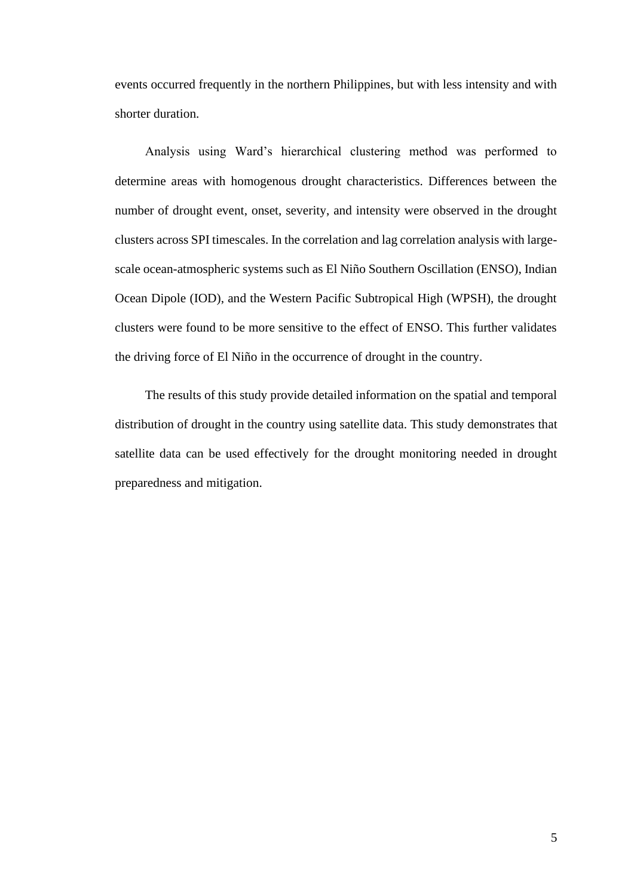events occurred frequently in the northern Philippines, but with less intensity and with shorter duration.

Analysis using Ward's hierarchical clustering method was performed to determine areas with homogenous drought characteristics. Differences between the number of drought event, onset, severity, and intensity were observed in the drought clusters across SPI timescales. In the correlation and lag correlation analysis with large-scale ocean-atmospheric systems such as El Niño Southern Oscillation (ENSO), Indian Ocean Dipole (IOD), and the Western Pacific Subtropical High (WPSH), the drought clusters were found to be more sensitive to the effect of ENSO. This further validates the driving force of El Niño in the occurrence of drought in the country.

The results of this study provide detailed information on the spatial and temporal distribution of drought in the country using satellite data. This study demonstrates that satellite data can be used effectively for the drought monitoring needed in drought preparedness and mitigation.